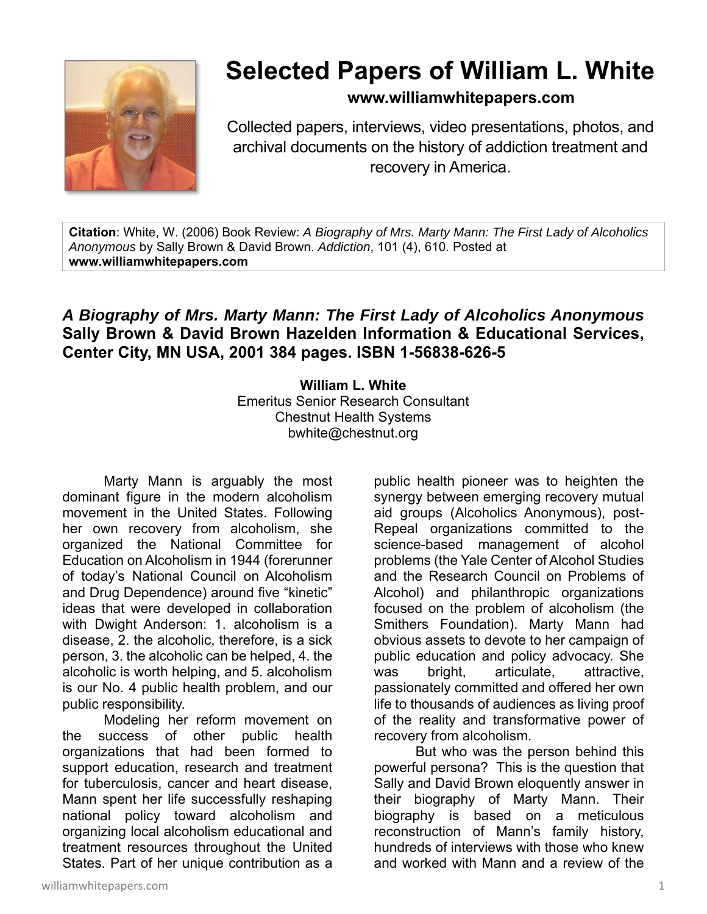# Selected Papers of William L. White

**www.williamwhitepapers.com**

Collected papers, interviews, video presentations, photos, and archival documents on the history of addiction treatment and recovery in America.

**Citation**: White, W. (2006) Book Review: *A Biography of Mrs. Marty Mann: The First Lady of Alcoholics Anonymous* by Sally Brown & David Brown. *Addiction*, 101 (4), 610. Posted at **www.williamwhitepapers.com**

## *A Biography of Mrs. Marty Mann: The First Lady of Alcoholics Anonymous* Sally Brown & David Brown Hazelden Information & Educational Services, Center City, MN USA, 2001 384 pages. ISBN 1-56838-626-5

**William L. White**
Emeritus Senior Research Consultant
Chestnut Health Systems
bwhite@chestnut.org

Marty Mann is arguably the most dominant figure in the modern alcoholism movement in the United States. Following her own recovery from alcoholism, she organized the National Committee for Education on Alcoholism in 1944 (forerunner of today's National Council on Alcoholism and Drug Dependence) around five "kinetic" ideas that were developed in collaboration with Dwight Anderson: 1. alcoholism is a disease, 2. the alcoholic, therefore, is a sick person, 3. the alcoholic can be helped, 4. the alcoholic is worth helping, and 5. alcoholism is our No. 4 public health problem, and our public responsibility.

Modeling her reform movement on the success of other public health organizations that had been formed to support education, research and treatment for tuberculosis, cancer and heart disease, Mann spent her life successfully reshaping national policy toward alcoholism and organizing local alcoholism educational and treatment resources throughout the United States. Part of her unique contribution as a public health pioneer was to heighten the synergy between emerging recovery mutual aid groups (Alcoholics Anonymous), post-Repeal organizations committed to the science-based management of alcohol problems (the Yale Center of Alcohol Studies and the Research Council on Problems of Alcohol) and philanthropic organizations focused on the problem of alcoholism (the Smithers Foundation). Marty Mann had obvious assets to devote to her campaign of public education and policy advocacy. She was bright, articulate, attractive, passionately committed and offered her own life to thousands of audiences as living proof of the reality and transformative power of recovery from alcoholism.

But who was the person behind this powerful persona? This is the question that Sally and David Brown eloquently answer in their biography of Marty Mann. Their biography is based on a meticulous reconstruction of Mann's family history, hundreds of interviews with those who knew and worked with Mann and a review of the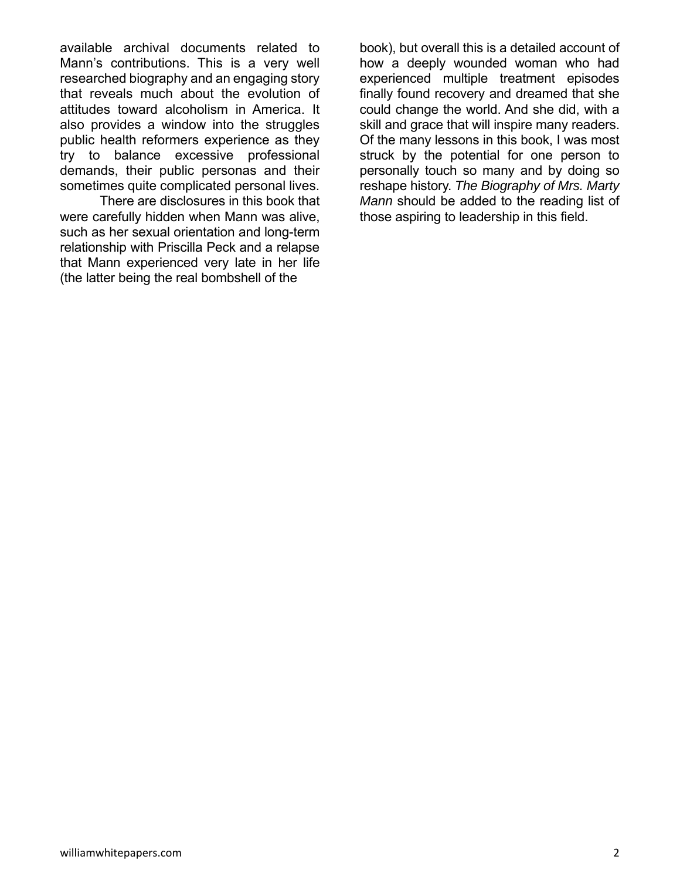available archival documents related to Mann's contributions. This is a very well researched biography and an engaging story that reveals much about the evolution of attitudes toward alcoholism in America. It also provides a window into the struggles public health reformers experience as they try to balance excessive professional demands, their public personas and their sometimes quite complicated personal lives.

There are disclosures in this book that were carefully hidden when Mann was alive, such as her sexual orientation and long-term relationship with Priscilla Peck and a relapse that Mann experienced very late in her life (the latter being the real bombshell of the book), but overall this is a detailed account of how a deeply wounded woman who had experienced multiple treatment episodes finally found recovery and dreamed that she could change the world. And she did, with a skill and grace that will inspire many readers. Of the many lessons in this book, I was most struck by the potential for one person to personally touch so many and by doing so reshape history. *The Biography of Mrs. Marty Mann* should be added to the reading list of those aspiring to leadership in this field.